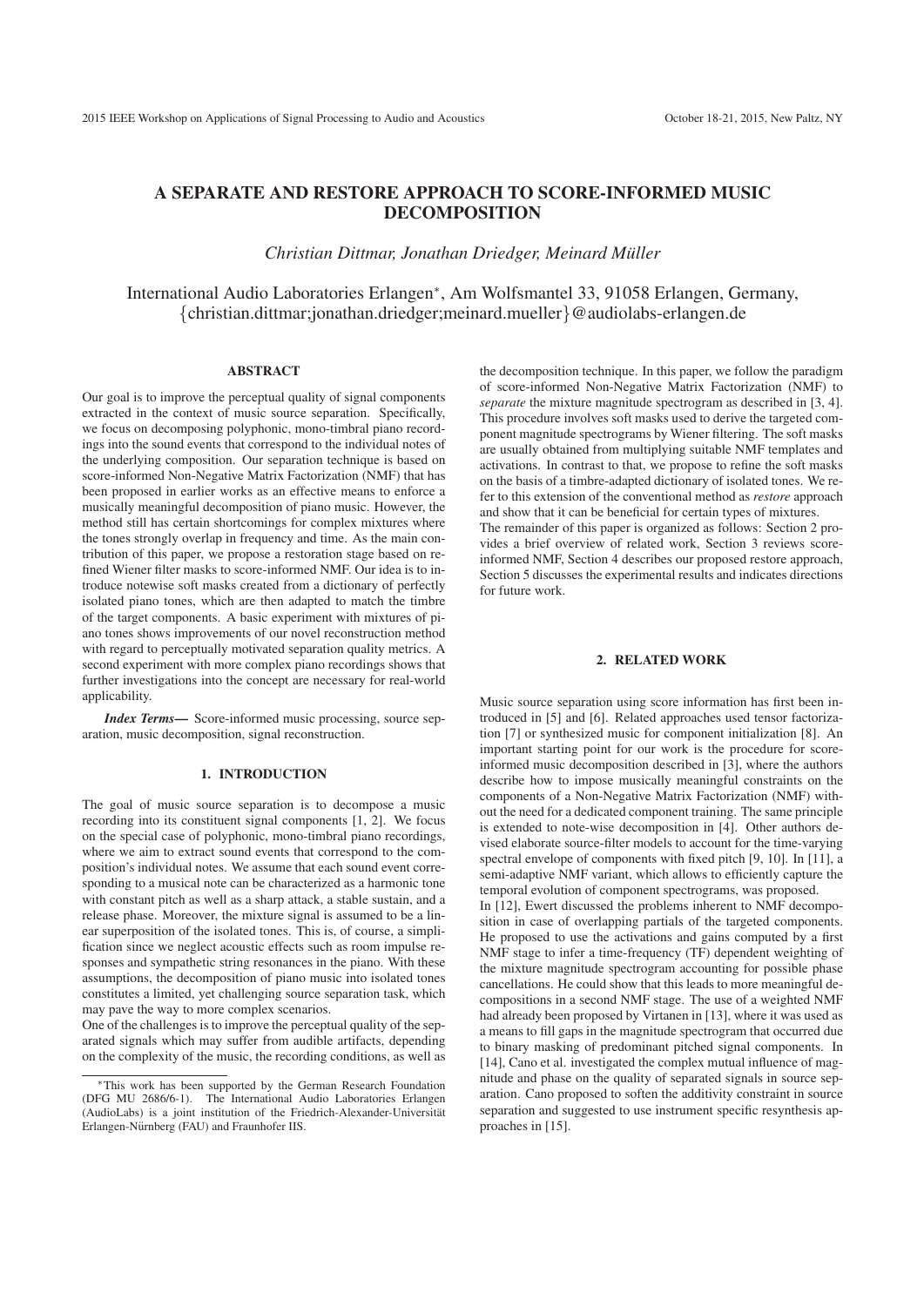# A SEPARATE AND RESTORE APPROACH TO SCORE-INFORMED MUSIC DECOMPOSITION

*Christian Dittmar, Jonathan Driedger, Meinard Müller*

International Audio Laboratories Erlangen*, Am Wolfsmantel 33, 91058 Erlangen, Germany, {christian.dittmar;jonathan.driedger;meinard.mueller}@audiolabs-erlangen.de

## ABSTRACT

Our goal is to improve the perceptual quality of signal components extracted in the context of music source separation. Specifically, we focus on decomposing polyphonic, mono-timbral piano recordings into the sound events that correspond to the individual notes of the underlying composition. Our separation technique is based on score-informed Non-Negative Matrix Factorization (NMF) that has been proposed in earlier works as an effective means to enforce a musically meaningful decomposition of piano music. However, the method still has certain shortcomings for complex mixtures where the tones strongly overlap in frequency and time. As the main contribution of this paper, we propose a restoration stage based on refined Wiener filter masks to score-informed NMF. Our idea is to introduce notewise soft masks created from a dictionary of perfectly isolated piano tones, which are then adapted to match the timbre of the target components. A basic experiment with mixtures of piano tones shows improvements of our novel reconstruction method with regard to perceptually motivated separation quality metrics. A second experiment with more complex piano recordings shows that further investigations into the concept are necessary for real-world applicability.

***Index Terms*—** Score-informed music processing, source separation, music decomposition, signal reconstruction.

## 1. INTRODUCTION

The goal of music source separation is to decompose a music recording into its constituent signal components [1, 2]. We focus on the special case of polyphonic, mono-timbral piano recordings, where we aim to extract sound events that correspond to the composition's individual notes. We assume that each sound event corresponding to a musical note can be characterized as a harmonic tone with constant pitch as well as a sharp attack, a stable sustain, and a release phase. Moreover, the mixture signal is assumed to be a linear superposition of the isolated tones. This is, of course, a simplification since we neglect acoustic effects such as room impulse responses and sympathetic string resonances in the piano. With these assumptions, the decomposition of piano music into isolated tones constitutes a limited, yet challenging source separation task, which may pave the way to more complex scenarios.

One of the challenges is to improve the perceptual quality of the separated signals which may suffer from audible artifacts, depending on the complexity of the music, the recording conditions, as well as the decomposition technique. In this paper, we follow the paradigm of score-informed Non-Negative Matrix Factorization (NMF) to *separate* the mixture magnitude spectrogram as described in [3, 4]. This procedure involves soft masks used to derive the targeted component magnitude spectrograms by Wiener filtering. The soft masks are usually obtained from multiplying suitable NMF templates and activations. In contrast to that, we propose to refine the soft masks on the basis of a timbre-adapted dictionary of isolated tones. We refer to this extension of the conventional method as *restore* approach and show that it can be beneficial for certain types of mixtures.

The remainder of this paper is organized as follows: Section 2 provides a brief overview of related work, Section 3 reviews score-informed NMF, Section 4 describes our proposed restore approach, Section 5 discusses the experimental results and indicates directions for future work.

## 2. RELATED WORK

Music source separation using score information has first been introduced in [5] and [6]. Related approaches used tensor factorization [7] or synthesized music for component initialization [8]. An important starting point for our work is the procedure for score-informed music decomposition described in [3], where the authors describe how to impose musically meaningful constraints on the components of a Non-Negative Matrix Factorization (NMF) without the need for a dedicated component training. The same principle is extended to note-wise decomposition in [4]. Other authors devised elaborate source-filter models to account for the time-varying spectral envelope of components with fixed pitch [9, 10]. In [11], a semi-adaptive NMF variant, which allows to efficiently capture the temporal evolution of component spectrograms, was proposed.

In [12], Ewert discussed the problems inherent to NMF decomposition in case of overlapping partials of the targeted components. He proposed to use the activations and gains computed by a first NMF stage to infer a time-frequency (TF) dependent weighting of the mixture magnitude spectrogram accounting for possible phase cancellations. He could show that this leads to more meaningful decompositions in a second NMF stage. The use of a weighted NMF had already been proposed by Virtanen in [13], where it was used as a means to fill gaps in the magnitude spectrogram that occurred due to binary masking of predominant pitched signal components. In [14], Cano et al. investigated the complex mutual influence of magnitude and phase on the quality of separated signals in source separation. Cano proposed to soften the additivity constraint in source separation and suggested to use instrument specific resynthesis approaches in [15].

*This work has been supported by the German Research Foundation (DFG MU 2686/6-1). The International Audio Laboratories Erlangen (AudioLabs) is a joint institution of the Friedrich-Alexander-Universität Erlangen-Nürnberg (FAU) and Fraunhofer IIS.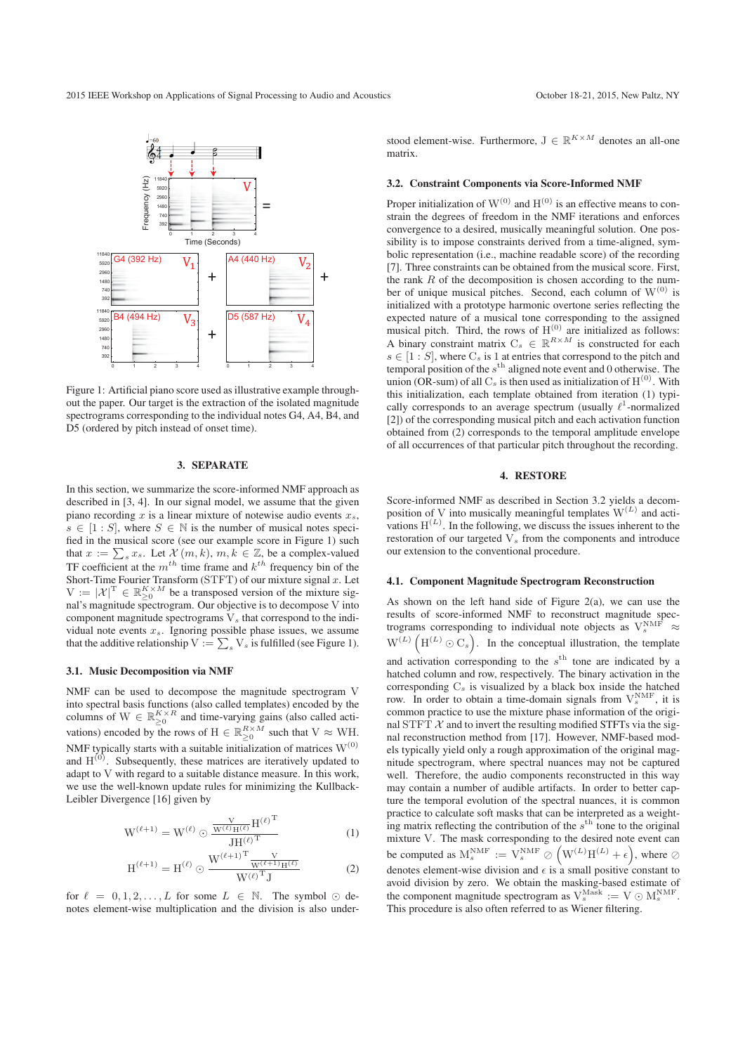Figure 1: Artificial piano score used as illustrative example throughout the paper. Our target is the extraction of the isolated magnitude spectrograms corresponding to the individual notes G4, A4, B4, and D5 (ordered by pitch instead of onset time).

## 3. SEPARATE

In this section, we summarize the score-informed NMF approach as described in [3, 4]. In our signal model, we assume that the given piano recording $x$ is a linear mixture of notewise audio events $x_s$, $s \in [1:S]$, where $S \in \mathbb{N}$ is the number of musical notes specified in the musical score (see our example score in Figure 1) such that $x := \sum_s x_s$. Let $\mathcal{X}(m, k)$, $m, k \in \mathbb{Z}$, be a complex-valued TF coefficient at the $m^{th}$ time frame and $k^{th}$ frequency bin of the Short-Time Fourier Transform (STFT) of our mixture signal $x$. Let $\mathrm{V} := |\mathcal{X}|^{\mathrm{T}} \in \mathbb{R}_{\geq 0}^{K \times M}$ be a transposed version of the mixture signal's magnitude spectrogram. Our objective is to decompose V into component magnitude spectrograms $\mathrm{V}_s$ that correspond to the individual note events $x_s$. Ignoring possible phase issues, we assume that the additive relationship $\mathrm{V} := \sum_s \mathrm{V}_s$ is fulfilled (see Figure 1).

### 3.1. Music Decomposition via NMF

NMF can be used to decompose the magnitude spectrogram V into spectral basis functions (also called templates) encoded by the columns of $\mathrm{W} \in \mathbb{R}_{\geq 0}^{K \times R}$ and time-varying gains (also called activations) encoded by the rows of $\mathrm{H} \in \mathbb{R}_{\geq 0}^{R \times M}$ such that $\mathrm{V} \approx \mathrm{WH}$. NMF typically starts with a suitable initialization of matrices $\mathrm{W}^{(0)}$ and $\mathrm{H}^{(0)}$. Subsequently, these matrices are iteratively updated to adapt to V with regard to a suitable distance measure. In this work, we use the well-known update rules for minimizing the Kullback-Leibler Divergence [16] given by

$$\mathrm{W}^{(\ell+1)} = \mathrm{W}^{(\ell)} \odot \frac{\frac{\mathrm{V}}{\mathrm{W}^{(\ell)}\mathrm{H}^{(\ell)}} \mathrm{H}^{(\ell)\mathrm{T}}}{\mathrm{J}\mathrm{H}^{(\ell)\mathrm{T}}} \tag{1}$$

$$\mathrm{H}^{(\ell+1)} = \mathrm{H}^{(\ell)} \odot \frac{\mathrm{W}^{(\ell+1)\mathrm{T}} \frac{\mathrm{V}}{\mathrm{W}^{(\ell+1)}\mathrm{H}^{(\ell)}}}{\mathrm{W}^{(\ell)\mathrm{T}}\mathrm{J}} \tag{2}$$

for $\ell = 0, 1, 2, \ldots, L$ for some $L \in \mathbb{N}$. The symbol $\odot$ denotes element-wise multiplication and the division is also understood element-wise. Furthermore, $\mathrm{J} \in \mathbb{R}^{K \times M}$ denotes an all-one matrix.

### 3.2. Constraint Components via Score-Informed NMF

Proper initialization of $\mathrm{W}^{(0)}$ and $\mathrm{H}^{(0)}$ is an effective means to constrain the degrees of freedom in the NMF iterations and enforces convergence to a desired, musically meaningful solution. One possibility is to impose constraints derived from a time-aligned, symbolic representation (i.e., machine readable score) of the recording [7]. Three constraints can be obtained from the musical score. First, the rank $R$ of the decomposition is chosen accordingly to the number of unique musical pitches. Second, each column of $\mathrm{W}^{(0)}$ is initialized with a prototype harmonic overtone series reflecting the expected nature of a musical tone corresponding to the assigned musical pitch. Third, the rows of $\mathrm{H}^{(0)}$ are initialized as follows: A binary constraint matrix $\mathrm{C}_s \in \mathbb{R}^{R \times M}$ is constructed for each $s \in [1:S]$, where $\mathrm{C}_s$ is 1 at entries that correspond to the pitch and temporal position of the $s^{\mathrm{th}}$ aligned note event and 0 otherwise. The union (OR-sum) of all $\mathrm{C}_s$ is then used as initialization of $\mathrm{H}^{(0)}$. With this initialization, each template obtained from iteration (1) typically corresponds to an average spectrum (usually $\ell^1$-normalized [2]) of the corresponding musical pitch and each activation function obtained from (2) corresponds to the temporal amplitude envelope of all occurrences of that particular pitch throughout the recording.

## 4. RESTORE

Score-informed NMF as described in Section 3.2 yields a decomposition of V into musically meaningful templates $\mathrm{W}^{(L)}$ and activations $\mathrm{H}^{(L)}$. In the following, we discuss the issues inherent to the restoration of our targeted $\mathrm{V}_s$ from the components and introduce our extension to the conventional procedure.

### 4.1. Component Magnitude Spectrogram Reconstruction

As shown on the left hand side of Figure 2(a), we can use the results of score-informed NMF to reconstruct magnitude spectrograms corresponding to individual note objects as $\mathrm{V}_s^{\mathrm{NMF}} \approx \mathrm{W}^{(L)}\left(\mathrm{H}^{(L)} \odot \mathrm{C}_s\right)$. In the conceptual illustration, the template and activation corresponding to the $s^{\mathrm{th}}$ tone are indicated by a hatched column and row, respectively. The binary activation in the corresponding $\mathrm{C}_s$ is visualized by a black box inside the hatched row. In order to obtain a time-domain signals from $\mathrm{V}_s^{\mathrm{NMF}}$, it is common practice to use the mixture phase information of the original STFT $\mathcal{X}$ and to invert the resulting modified STFTs via the signal reconstruction method from [17]. However, NMF-based models typically yield only a rough approximation of the original magnitude spectrogram, where spectral nuances may not be captured well. Therefore, the audio components reconstructed in this way may contain a number of audible artifacts. In order to better capture the temporal evolution of the spectral nuances, it is common practice to calculate soft masks that can be interpreted as a weighting matrix reflecting the contribution of the $s^{\mathrm{th}}$ tone to the original mixture V. The mask corresponding to the desired note event can be computed as $\mathrm{M}_s^{\mathrm{NMF}} := \mathrm{V}_s^{\mathrm{NMF}} \oslash \left(\mathrm{W}^{(L)}\mathrm{H}^{(L)} + \epsilon\right)$, where $\oslash$ denotes element-wise division and $\epsilon$ is a small positive constant to avoid division by zero. We obtain the masking-based estimate of the component magnitude spectrogram as $\mathrm{V}_s^{\mathrm{Mask}} := \mathrm{V} \odot \mathrm{M}_s^{\mathrm{NMF}}$. This procedure is also often referred to as Wiener filtering.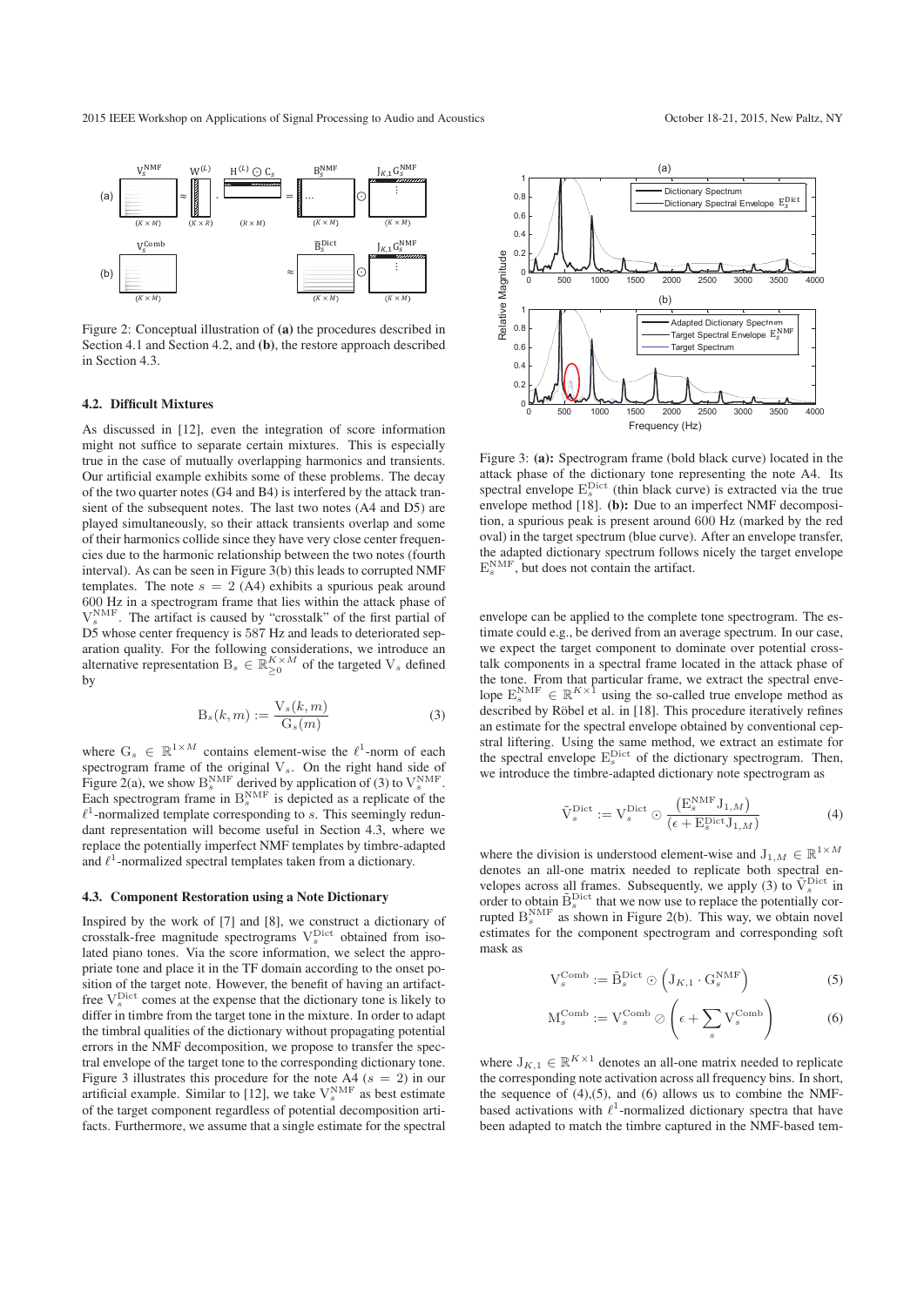Figure 2: Conceptual illustration of **(a)** the procedures described in Section 4.1 and Section 4.2, and **(b)**, the restore approach described in Section 4.3.

### 4.2. Difficult Mixtures

As discussed in [12], even the integration of score information might not suffice to separate certain mixtures. This is especially true in the case of mutually overlapping harmonics and transients. Our artificial example exhibits some of these problems. The decay of the two quarter notes (G4 and B4) is interfered by the attack transient of the subsequent notes. The last two notes (A4 and D5) are played simultaneously, so their attack transients overlap and some of their harmonics collide since they have very close center frequencies due to the harmonic relationship between the two notes (fourth interval). As can be seen in Figure 3(b) this leads to corrupted NMF templates. The note $s = 2$ (A4) exhibits a spurious peak around 600 Hz in a spectrogram frame that lies within the attack phase of $\mathrm{V}_s^{\mathrm{NMF}}$. The artifact is caused by "crosstalk" of the first partial of D5 whose center frequency is 587 Hz and leads to deteriorated separation quality. For the following considerations, we introduce an alternative representation $\mathrm{B}_s \in \mathbb{R}_{\geq 0}^{K \times M}$ of the targeted $\mathrm{V}_s$ defined by

$$\mathrm{B}_s(k, m) := \frac{\mathrm{V}_s(k, m)}{\mathrm{G}_s(m)} \tag{3}$$

where $\mathrm{G}_s \in \mathbb{R}^{1 \times M}$ contains element-wise the $\ell^1$-norm of each spectrogram frame of the original $\mathrm{V}_s$. On the right hand side of Figure 2(a), we show $\mathrm{B}_s^{\mathrm{NMF}}$ derived by application of (3) to $\mathrm{V}_s^{\mathrm{NMF}}$. Each spectrogram frame in $\mathrm{B}_s^{\mathrm{NMF}}$ is depicted as a replicate of the $\ell^1$-normalized template corresponding to $s$. This seemingly redundant representation will become useful in Section 4.3, where we replace the potentially imperfect NMF templates by timbre-adapted and $\ell^1$-normalized spectral templates taken from a dictionary.

### 4.3. Component Restoration using a Note Dictionary

Inspired by the work of [7] and [8], we construct a dictionary of crosstalk-free magnitude spectrograms $\mathrm{V}_s^{\mathrm{Dict}}$ obtained from isolated piano tones. Via the score information, we select the appropriate tone and place it in the TF domain according to the onset position of the target note. However, the benefit of having an artifact-free $\mathrm{V}_s^{\mathrm{Dict}}$ comes at the expense that the dictionary tone is likely to differ in timbre from the target tone in the mixture. In order to adapt the timbral qualities of the dictionary without propagating potential errors in the NMF decomposition, we propose to transfer the spectral envelope of the target tone to the corresponding dictionary tone. Figure 3 illustrates this procedure for the note A4 ($s = 2$) in our artificial example. Similar to [12], we take $\mathrm{V}_s^{\mathrm{NMF}}$ as best estimate of the target component regardless of potential decomposition artifacts. Furthermore, we assume that a single estimate for the spectral envelope can be applied to the complete tone spectrogram. The estimate could e.g., be derived from an average spectrum. In our case, we expect the target component to dominate over potential crosstalk components in a spectral frame located in the attack phase of the tone. From that particular frame, we extract the spectral envelope $\mathrm{E}_s^{\mathrm{NMF}} \in \mathbb{R}^{K \times 1}$ using the so-called true envelope method as described by Röbel et al. in [18]. This procedure iteratively refines an estimate for the spectral envelope obtained by conventional cepstral liftering. Using the same method, we extract an estimate for the spectral envelope $\mathrm{E}_s^{\mathrm{Dict}}$ of the dictionary spectrogram. Then, we introduce the timbre-adapted dictionary note spectrogram as

$$\tilde{\mathrm{V}}_s^{\mathrm{Dict}} := \mathrm{V}_s^{\mathrm{Dict}} \odot \frac{\left(\mathrm{E}_s^{\mathrm{NMF}} \mathrm{J}_{1,M}\right)}{\left(\epsilon + \mathrm{E}_s^{\mathrm{Dict}} \mathrm{J}_{1,M}\right)} \tag{4}$$

where the division is understood element-wise and $\mathrm{J}_{1,M} \in \mathbb{R}^{1 \times M}$ denotes an all-one matrix needed to replicate both spectral envelopes across all frames. Subsequently, we apply (3) to $\tilde{\mathrm{V}}_s^{\mathrm{Dict}}$ in order to obtain $\tilde{\mathrm{B}}_s^{\mathrm{Dict}}$ that we now use to replace the potentially corrupted $\mathrm{B}_s^{\mathrm{NMF}}$ as shown in Figure 2(b). This way, we obtain novel estimates for the component spectrogram and corresponding soft mask as

$$\mathrm{V}_s^{\mathrm{Comb}} := \tilde{\mathrm{B}}_s^{\mathrm{Dict}} \odot \left(\mathrm{J}_{K,1} \cdot \mathrm{G}_s^{\mathrm{NMF}}\right) \tag{5}$$

$$\mathrm{M}_s^{\mathrm{Comb}} := \mathrm{V}_s^{\mathrm{Comb}} \oslash \left(\epsilon + \sum_s \mathrm{V}_s^{\mathrm{Comb}}\right) \tag{6}$$

where $\mathrm{J}_{K,1} \in \mathbb{R}^{K \times 1}$ denotes an all-one matrix needed to replicate the corresponding note activation across all frequency bins. In short, the sequence of (4),(5), and (6) allows us to combine the NMF-based activations with $\ell^1$-normalized dictionary spectra that have been adapted to match the timbre captured in the NMF-based tem-

Figure 3: **(a):** Spectrogram frame (bold black curve) located in the attack phase of the dictionary tone representing the note A4. Its spectral envelope $\mathrm{E}_s^{\mathrm{Dict}}$ (thin black curve) is extracted via the true envelope method [18]. **(b):** Due to an imperfect NMF decomposition, a spurious peak is present around 600 Hz (marked by the red oval) in the target spectrum (blue curve). After an envelope transfer, the adapted dictionary spectrum follows nicely the target envelope $\mathrm{E}_s^{\mathrm{NMF}}$, but does not contain the artifact.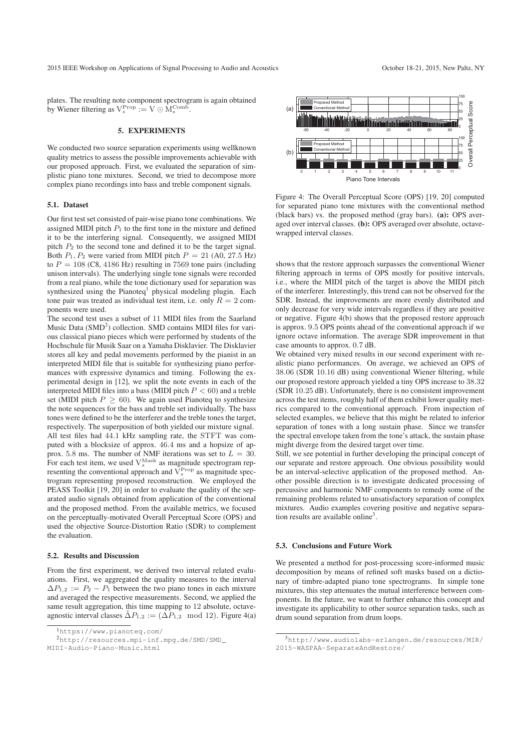plates. The resulting note component spectrogram is again obtained by Wiener filtering as $\mathrm{V}_s^{\mathrm{Prop}} := \mathrm{V} \odot \mathrm{M}_s^{\mathrm{Comb}}$.

## 5. EXPERIMENTS

We conducted two source separation experiments using wellknown quality metrics to assess the possible improvements achievable with our proposed approach. First, we evaluated the separation of simplistic piano tone mixtures. Second, we tried to decompose more complex piano recordings into bass and treble component signals.

### 5.1. Dataset

Our first test set consisted of pair-wise piano tone combinations. We assigned MIDI pitch $P_1$ to the first tone in the mixture and defined it to be the interfering signal. Consequently, we assigned MIDI pitch $P_2$ to the second tone and defined it to be the target signal. Both $P_1, P_2$ were varied from MIDI pitch $P = 21$ (A0, 27.5 Hz) to $P = 108$ (C8, 4186 Hz) resulting in 7569 tone pairs (including unison intervals). The underlying single tone signals were recorded from a real piano, while the tone dictionary used for separation was synthesized using the Pianoteq[1] physical modeling plugin. Each tone pair was treated as individual test item, i.e. only $R = 2$ components were used.

The second test uses a subset of 11 MIDI files from the Saarland Music Data (SMD[2]) collection. SMD contains MIDI files for various classical piano pieces which were performed by students of the Hochschule für Musik Saar on a Yamaha Disklavier. The Disklavier stores all key and pedal movements performed by the pianist in an interpreted MIDI file that is suitable for synthesizing piano performances with expressive dynamics and timing. Following the experimental design in [12], we split the note events in each of the interpreted MIDI files into a bass (MIDI pitch $P < 60$) and a treble set (MIDI pitch $P \geq 60$). We again used Pianoteq to synthesize the note sequences for the bass and treble set individually. The bass tones were defined to be the interferer and the treble tones the target, respectively. The superposition of both yielded our mixture signal.

All test files had 44.1 kHz sampling rate, the STFT was computed with a blocksize of approx. 46.4 ms and a hopsize of approx. 5.8 ms. The number of NMF iterations was set to $L = 30$. For each test item, we used $\mathrm{V}_s^{\mathrm{Mask}}$ as magnitude spectrogram representing the conventional approach and $\mathrm{V}_s^{\mathrm{Prop}}$ as magnitude spectrogram representing proposed reconstruction. We employed the PEASS Toolkit [19, 20] in order to evaluate the quality of the separated audio signals obtained from application of the conventional and the proposed method. From the available metrics, we focused on the perceptually-motivated Overall Perceptual Score (OPS) and used the objective Source-Distortion Ratio (SDR) to complement the evaluation.

### 5.2. Results and Discussion

From the first experiment, we derived two interval related evaluations. First, we aggregated the quality measures to the interval $\Delta P_{1,2} := P_2 - P_1$ between the two piano tones in each mixture and averaged the respective measurements. Second, we applied the same result aggregation, this time mapping to 12 absolute, octave-agnostic interval classes $\bar{\Delta} P_{1,2} := (\Delta P_{1,2} \mod 12)$. Figure 4(a) shows that the restore approach surpasses the conventional Wiener filtering approach in terms of OPS mostly for positive intervals, i.e., where the MIDI pitch of the target is above the MIDI pitch of the interferer. Interestingly, this trend can not be observed for the SDR. Instead, the improvements are more evenly distributed and only decrease for very wide intervals regardless if they are positive or negative. Figure 4(b) shows that the proposed restore approach is approx. 9.5 OPS points ahead of the conventional approach if we ignore octave information. The average SDR improvement in that case amounts to approx. 0.7 dB.

Figure 4: The Overall Perceptual Score (OPS) [19, 20] computed for separated piano tone mixtures with the conventional method (black bars) vs. the proposed method (gray bars). **(a):** OPS averaged over interval classes. **(b):** OPS averaged over absolute, octave-wrapped interval classes.

We obtained very mixed results in our second experiment with realistic piano performances. On average, we achieved an OPS of 38.06 (SDR 10.16 dB) using conventional Wiener filtering, while our proposed restore approach yielded a tiny OPS increase to 38.32 (SDR 10.25 dB). Unfortunately, there is no consistent improvement across the test items, roughly half of them exhibit lower quality metrics compared to the conventional approach. From inspection of selected examples, we believe that this might be related to inferior separation of tones with a long sustain phase. Since we transfer the spectral envelope taken from the tone's attack, the sustain phase might diverge from the desired target over time.

Still, we see potential in further developing the principal concept of our separate and restore approach. One obvious possibility would be an interval-selective application of the proposed method. Another possible direction is to investigate dedicated processing of percussive and harmonic NMF components to remedy some of the remaining problems related to unsatisfactory separation of complex mixtures. Audio examples covering positive and negative separation results are available online[3].

### 5.3. Conclusions and Future Work

We presented a method for post-processing score-informed music decomposition by means of refined soft masks based on a dictionary of timbre-adapted piano tone spectrograms. In simple tone mixtures, this step attenuates the mutual interference between components. In the future, we want to further enhance this concept and investigate its applicability to other source separation tasks, such as drum sound separation from drum loops.

[1] https://www.pianoteq.com/

[2] http://resources.mpi-inf.mpg.de/SMD/SMD_MIDI-Audio-Piano-Music.html

[3] http://www.audiolabs-erlangen.de/resources/MIR/2015-WASPAA-SeparateAndRestore/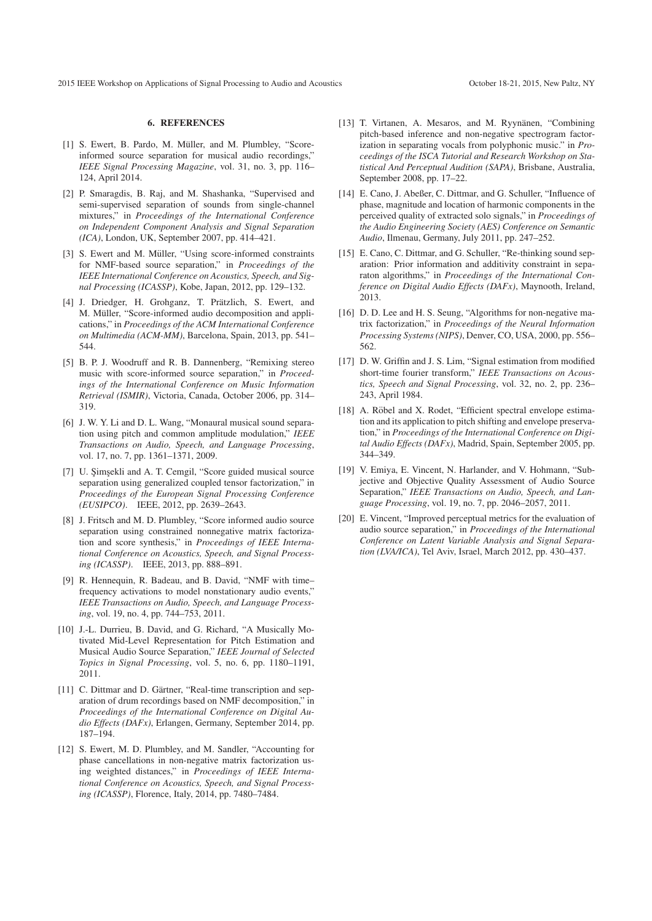## 6. REFERENCES

[1] S. Ewert, B. Pardo, M. Müller, and M. Plumbley, "Score-informed source separation for musical audio recordings," *IEEE Signal Processing Magazine*, vol. 31, no. 3, pp. 116–124, April 2014.

[2] P. Smaragdis, B. Raj, and M. Shashanka, "Supervised and semi-supervised separation of sounds from single-channel mixtures," in *Proceedings of the International Conference on Independent Component Analysis and Signal Separation (ICA)*, London, UK, September 2007, pp. 414–421.

[3] S. Ewert and M. Müller, "Using score-informed constraints for NMF-based source separation," in *Proceedings of the IEEE International Conference on Acoustics, Speech, and Signal Processing (ICASSP)*, Kobe, Japan, 2012, pp. 129–132.

[4] J. Driedger, H. Grohganz, T. Prätzlich, S. Ewert, and M. Müller, "Score-informed audio decomposition and applications," in *Proceedings of the ACM International Conference on Multimedia (ACM-MM)*, Barcelona, Spain, 2013, pp. 541–544.

[5] B. P. J. Woodruff and R. B. Dannenberg, "Remixing stereo music with score-informed source separation," in *Proceedings of the International Conference on Music Information Retrieval (ISMIR)*, Victoria, Canada, October 2006, pp. 314–319.

[6] J. W. Y. Li and D. L. Wang, "Monaural musical sound separation using pitch and common amplitude modulation," *IEEE Transactions on Audio, Speech, and Language Processing*, vol. 17, no. 7, pp. 1361–1371, 2009.

[7] U. Şimşekli and A. T. Cemgil, "Score guided musical source separation using generalized coupled tensor factorization," in *Proceedings of the European Signal Processing Conference (EUSIPCO)*. IEEE, 2012, pp. 2639–2643.

[8] J. Fritsch and M. D. Plumbley, "Score informed audio source separation using constrained nonnegative matrix factorization and score synthesis," in *Proceedings of IEEE International Conference on Acoustics, Speech, and Signal Processing (ICASSP)*. IEEE, 2013, pp. 888–891.

[9] R. Hennequin, R. Badeau, and B. David, "NMF with time–frequency activations to model nonstationary audio events," *IEEE Transactions on Audio, Speech, and Language Processing*, vol. 19, no. 4, pp. 744–753, 2011.

[10] J.-L. Durrieu, B. David, and G. Richard, "A Musically Motivated Mid-Level Representation for Pitch Estimation and Musical Audio Source Separation," *IEEE Journal of Selected Topics in Signal Processing*, vol. 5, no. 6, pp. 1180–1191, 2011.

[11] C. Dittmar and D. Gärtner, "Real-time transcription and separation of drum recordings based on NMF decomposition," in *Proceedings of the International Conference on Digital Audio Effects (DAFx)*, Erlangen, Germany, September 2014, pp. 187–194.

[12] S. Ewert, M. D. Plumbley, and M. Sandler, "Accounting for phase cancellations in non-negative matrix factorization using weighted distances," in *Proceedings of IEEE International Conference on Acoustics, Speech, and Signal Processing (ICASSP)*, Florence, Italy, 2014, pp. 7480–7484.

[13] T. Virtanen, A. Mesaros, and M. Ryynänen, "Combining pitch-based inference and non-negative spectrogram factorization in separating vocals from polyphonic music." in *Proceedings of the ISCA Tutorial and Research Workshop on Statistical And Perceptual Audition (SAPA)*, Brisbane, Australia, September 2008, pp. 17–22.

[14] E. Cano, J. Abeßer, C. Dittmar, and G. Schuller, "Influence of phase, magnitude and location of harmonic components in the perceived quality of extracted solo signals," in *Proceedings of the Audio Engineering Society (AES) Conference on Semantic Audio*, Ilmenau, Germany, July 2011, pp. 247–252.

[15] E. Cano, C. Dittmar, and G. Schuller, "Re-thinking sound separation: Prior information and additivity constraint in separaton algorithms," in *Proceedings of the International Conference on Digital Audio Effects (DAFx)*, Maynooth, Ireland, 2013.

[16] D. D. Lee and H. S. Seung, "Algorithms for non-negative matrix factorization," in *Proceedings of the Neural Information Processing Systems (NIPS)*, Denver, CO, USA, 2000, pp. 556–562.

[17] D. W. Griffin and J. S. Lim, "Signal estimation from modified short-time fourier transform," *IEEE Transactions on Acoustics, Speech and Signal Processing*, vol. 32, no. 2, pp. 236–243, April 1984.

[18] A. Röbel and X. Rodet, "Efficient spectral envelope estimation and its application to pitch shifting and envelope preservation," in *Proceedings of the International Conference on Digital Audio Effects (DAFx)*, Madrid, Spain, September 2005, pp. 344–349.

[19] V. Emiya, E. Vincent, N. Harlander, and V. Hohmann, "Subjective and Objective Quality Assessment of Audio Source Separation," *IEEE Transactions on Audio, Speech, and Language Processing*, vol. 19, no. 7, pp. 2046–2057, 2011.

[20] E. Vincent, "Improved perceptual metrics for the evaluation of audio source separation," in *Proceedings of the International Conference on Latent Variable Analysis and Signal Separation (LVA/ICA)*, Tel Aviv, Israel, March 2012, pp. 430–437.